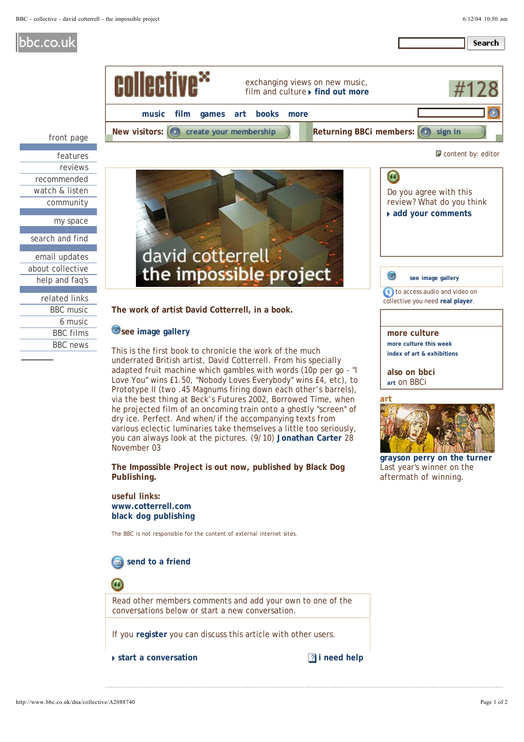# collective

exchanging views on new music, film and culture **find out more**

#128

music | film | games | art | books | more

**New visitors:** create your membership | **Returning BBCi members:** sign in

- front page
- features
- reviews
- recommended
- watch & listen
- community
- my space
- search and find
- email updates
- about collective
- help and faq's
- related links
- BBC music
- 6 music
- BBC films
- BBC news

content by: editor

## david cotterrell the impossible project

**The work of artist David Cotterrell, in a book.**

**see image gallery**

This is the first book to chronicle the work of the much underrated British artist, David Cotterrell. From his specially adapted fruit machine which gambles with words (10p per go - "I Love You" wins £1.50, "Nobody Loves Everybody" wins £4, etc), to Prototype II (two .45 Magnums firing down each other's barrels), via the best thing at Beck's Futures 2002, Borrowed Time, when he projected film of an oncoming train onto a ghostly "screen" of dry ice. Perfect. And when/ if the accompanying texts from various eclectic luminaries take themselves a little too seriously, you can always look at the pictures. (9/10) **Jonathan Carter** 28 November 03

**The Impossible Project is out now, published by Black Dog Publishing.**

**useful links:**
**www.cotterrell.com**
**black dog publishing**

The BBC is not responsible for the content of external internet sites.

**send to a friend**

Read other members comments and add your own to one of the conversations below or start a new conversation.

If you **register** you can discuss this article with other users.

**start a conversation** | **i need help**

Do you agree with this review? What do you think **add your comments**

**see image gallery**

to access audio and video on collective you need **real player**.

**more culture**
**more culture this week**
**index of art & exhibitions**

**also on bbci**
**art** on BBCi

**art**

**grayson perry on the turner**
Last year's winner on the aftermath of winning.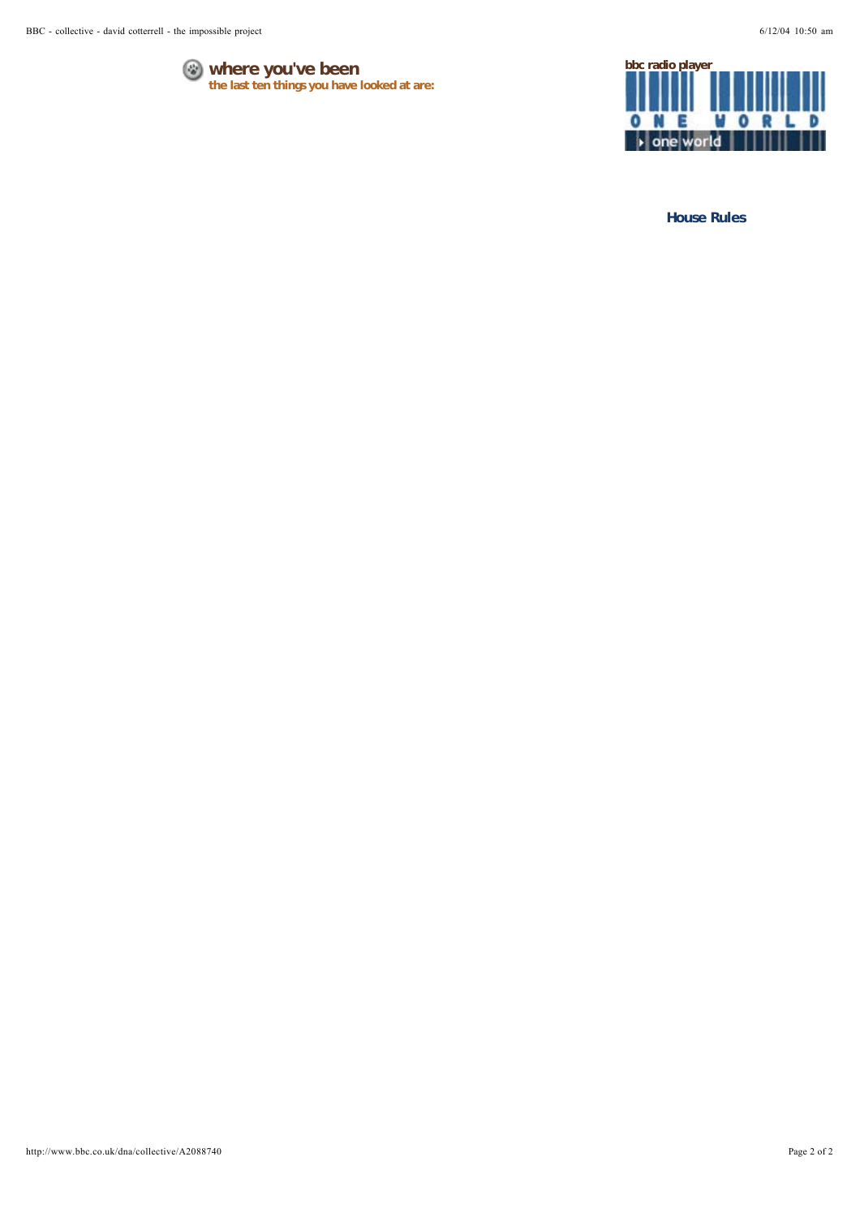## where you've been

**the last ten things you have looked at are:**

**bbc radio player**

ONE WORLD

one world

**House Rules**